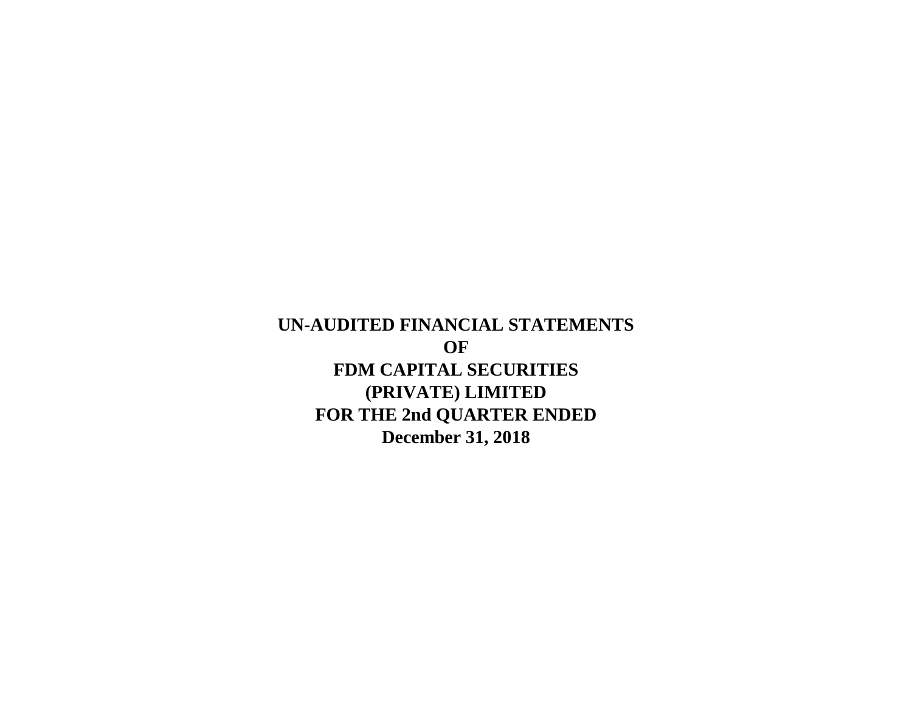# UN-AUDITED FINANCIAL STATEMENTS
# OF
# FDM CAPITAL SECURITIES
# (PRIVATE) LIMITED
# FOR THE 2nd QUARTER ENDED
# December 31, 2018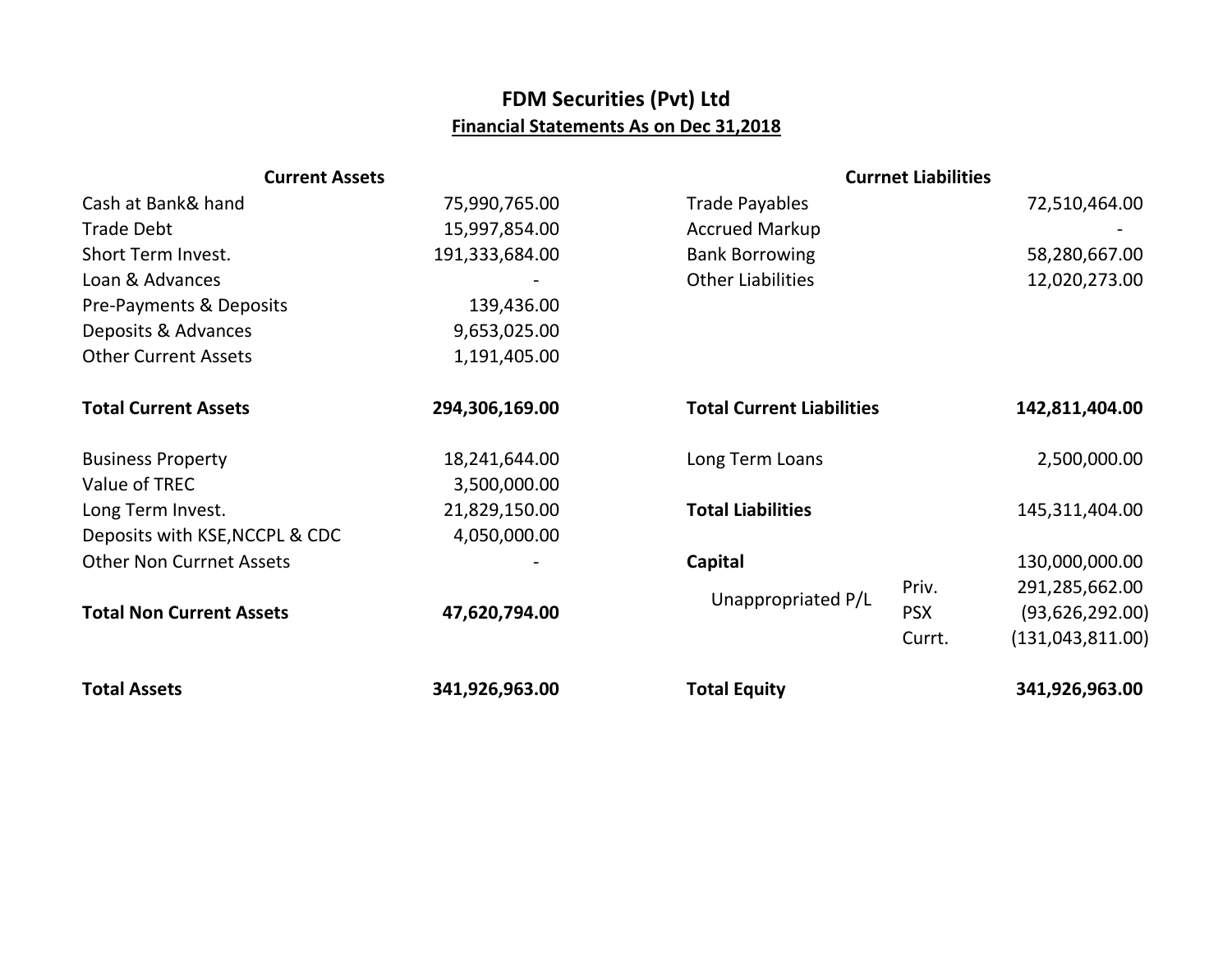# FDM Securities (Pvt) Ltd

## Financial Statements As on Dec 31,2018

| Current Assets | | Currnet Liabilities | | |
|---|---|---|---|---|
| Cash at Bank& hand | 75,990,765.00 | Trade Payables | | 72,510,464.00 |
| Trade Debt | 15,997,854.00 | Accrued Markup | | - |
| Short Term Invest. | 191,333,684.00 | Bank Borrowing | | 58,280,667.00 |
| Loan & Advances | - | Other Liabilities | | 12,020,273.00 |
| Pre-Payments & Deposits | 139,436.00 | | | |
| Deposits & Advances | 9,653,025.00 | | | |
| Other Current Assets | 1,191,405.00 | | | |
| **Total Current Assets** | **294,306,169.00** | **Total Current Liabilities** | | **142,811,404.00** |
| Business Property | 18,241,644.00 | Long Term Loans | | 2,500,000.00 |
| Value of TREC | 3,500,000.00 | | | |
| Long Term Invest. | 21,829,150.00 | **Total Liabilities** | | 145,311,404.00 |
| Deposits with KSE,NCCPL & CDC | 4,050,000.00 | | | |
| Other Non Currnet Assets | - | **Capital** | | 130,000,000.00 |
| | | Unappropriated P/L | Priv. | 291,285,662.00 |
| **Total Non Current Assets** | **47,620,794.00** | | PSX | (93,626,292.00) |
| | | | Currt. | (131,043,811.00) |
| **Total Assets** | **341,926,963.00** | **Total Equity** | | **341,926,963.00** |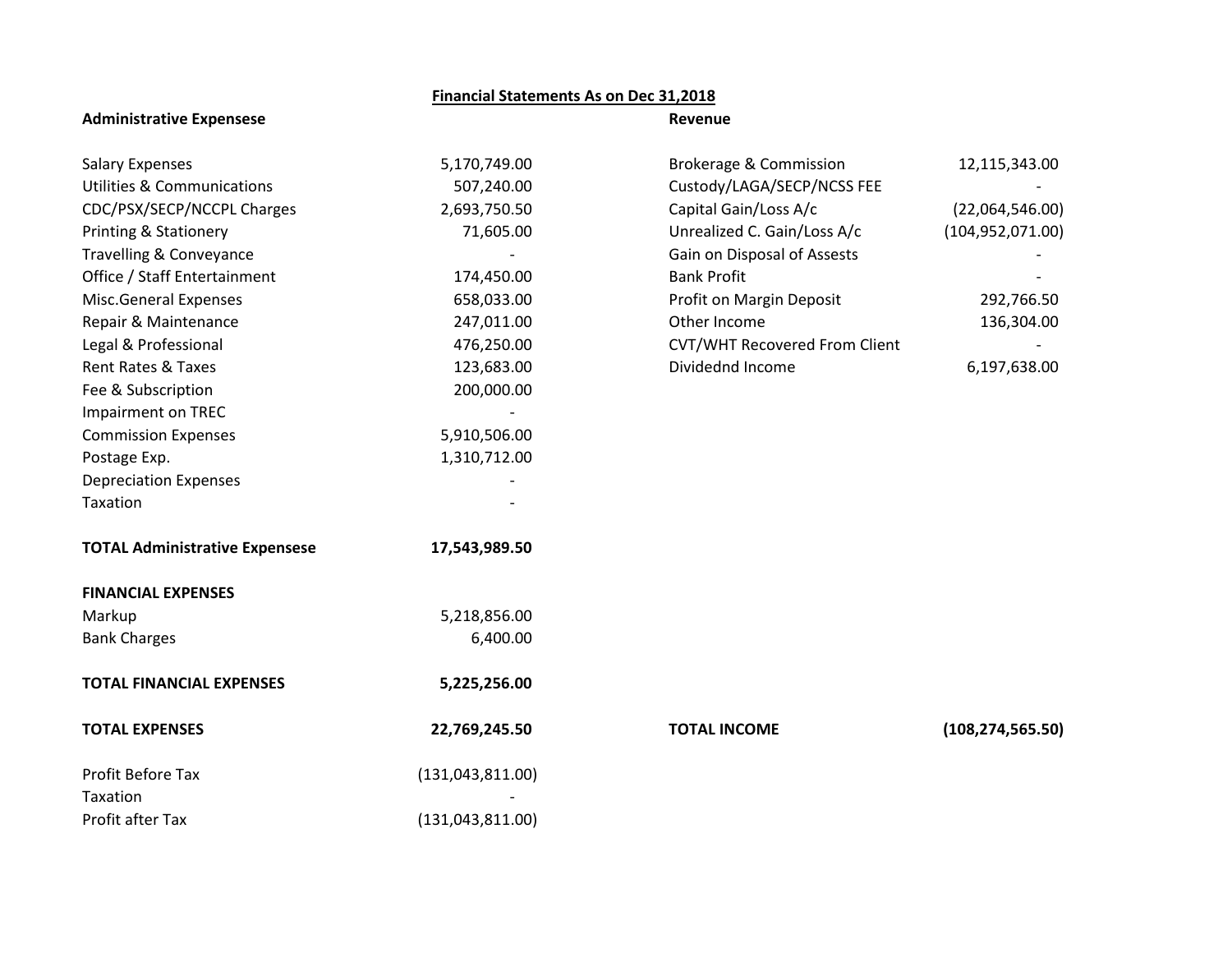**Financial Statements As on Dec 31,2018**

| | | | |
|---|---|---|---|
| **Administrative Expensese** | | **Revenue** | |
| Salary Expenses | 5,170,749.00 | Brokerage & Commission | 12,115,343.00 |
| Utilities & Communications | 507,240.00 | Custody/LAGA/SECP/NCSS FEE | - |
| CDC/PSX/SECP/NCCPL Charges | 2,693,750.50 | Capital Gain/Loss A/c | (22,064,546.00) |
| Printing & Stationery | 71,605.00 | Unrealized C. Gain/Loss A/c | (104,952,071.00) |
| Travelling & Conveyance | - | Gain on Disposal of Assests | - |
| Office / Staff Entertainment | 174,450.00 | Bank Profit | - |
| Misc.General Expenses | 658,033.00 | Profit on Margin Deposit | 292,766.50 |
| Repair & Maintenance | 247,011.00 | Other Income | 136,304.00 |
| Legal & Professional | 476,250.00 | CVT/WHT Recovered From Client | - |
| Rent Rates & Taxes | 123,683.00 | Dividednd Income | 6,197,638.00 |
| Fee & Subscription | 200,000.00 | | |
| Impairment on TREC | - | | |
| Commission Expenses | 5,910,506.00 | | |
| Postage Exp. | 1,310,712.00 | | |
| Depreciation Expenses | - | | |
| Taxation | - | | |
| **TOTAL Administrative Expensese** | **17,543,989.50** | | |
| **FINANCIAL EXPENSES** | | | |
| Markup | 5,218,856.00 | | |
| Bank Charges | 6,400.00 | | |
| **TOTAL FINANCIAL EXPENSES** | **5,225,256.00** | | |
| **TOTAL EXPENSES** | **22,769,245.50** | **TOTAL INCOME** | **(108,274,565.50)** |
| Profit Before Tax | (131,043,811.00) | | |
| Taxation | - | | |
| Profit after Tax | (131,043,811.00) | | |